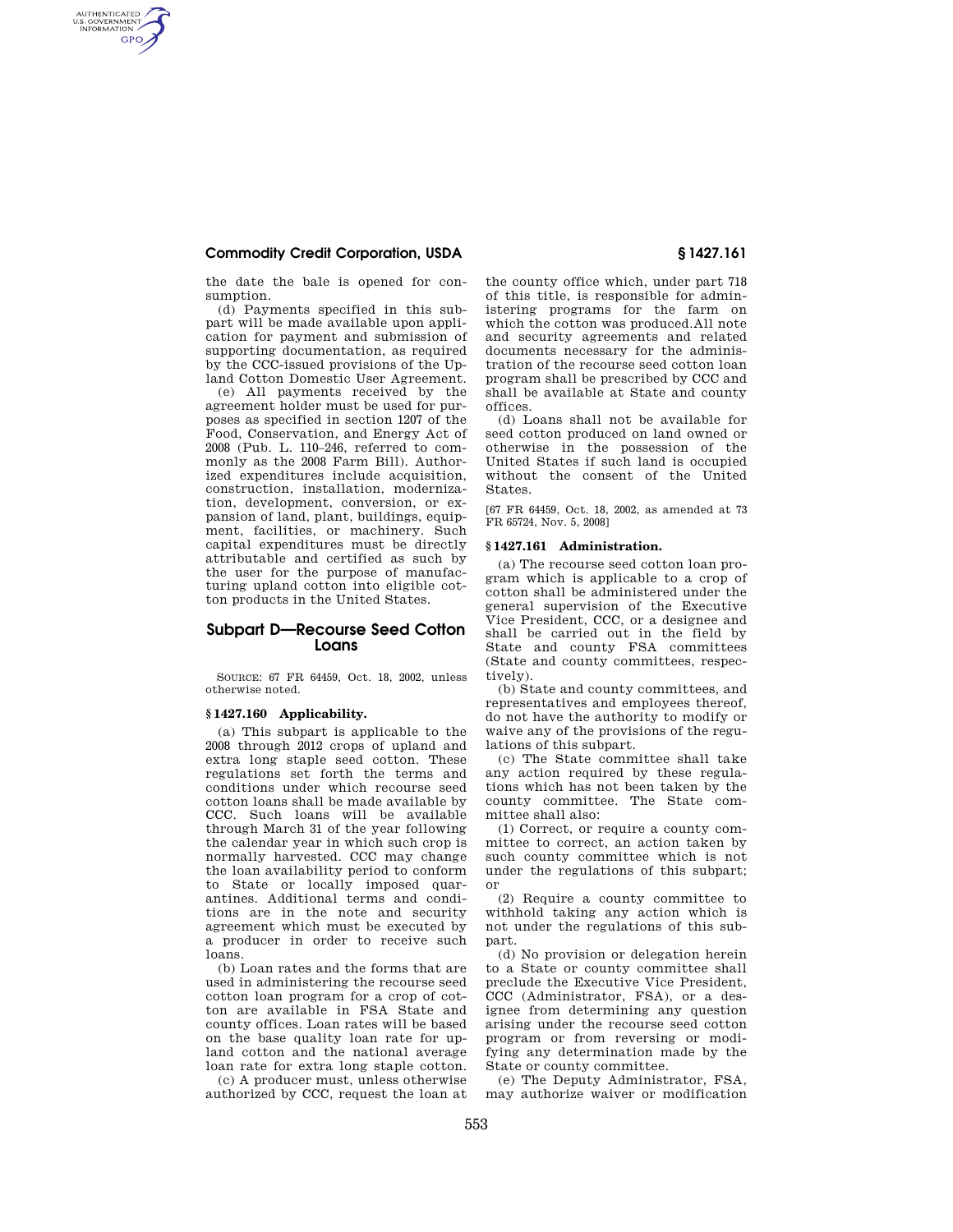the date the bale is opened for consumption.

(d) Payments specified in this subpart will be made available upon application for payment and submission of supporting documentation, as required by the CCC-issued provisions of the Upland Cotton Domestic User Agreement.

(e) All payments received by the agreement holder must be used for purposes as specified in section 1207 of the Food, Conservation, and Energy Act of 2008 (Pub. L. 110–246, referred to commonly as the 2008 Farm Bill). Authorized expenditures include acquisition, construction, installation, modernization, development, conversion, or expansion of land, plant, buildings, equipment, facilities, or machinery. Such capital expenditures must be directly attributable and certified as such by the user for the purpose of manufacturing upland cotton into eligible cotton products in the United States.

## Subpart D—Recourse Seed Cotton Loans

SOURCE: 67 FR 64459, Oct. 18, 2002, unless otherwise noted.

### § 1427.160 Applicability.

(a) This subpart is applicable to the 2008 through 2012 crops of upland and extra long staple seed cotton. These regulations set forth the terms and conditions under which recourse seed cotton loans shall be made available by CCC. Such loans will be available through March 31 of the year following the calendar year in which such crop is normally harvested. CCC may change the loan availability period to conform to State or locally imposed quarantines. Additional terms and conditions are in the note and security agreement which must be executed by a producer in order to receive such loans.

(b) Loan rates and the forms that are used in administering the recourse seed cotton loan program for a crop of cotton are available in FSA State and county offices. Loan rates will be based on the base quality loan rate for upland cotton and the national average loan rate for extra long staple cotton.

(c) A producer must, unless otherwise authorized by CCC, request the loan at the county office which, under part 718 of this title, is responsible for administering programs for the farm on which the cotton was produced.All note and security agreements and related documents necessary for the administration of the recourse seed cotton loan program shall be prescribed by CCC and shall be available at State and county offices.

(d) Loans shall not be available for seed cotton produced on land owned or otherwise in the possession of the United States if such land is occupied without the consent of the United States.

[67 FR 64459, Oct. 18, 2002, as amended at 73 FR 65724, Nov. 5, 2008]

### § 1427.161 Administration.

(a) The recourse seed cotton loan program which is applicable to a crop of cotton shall be administered under the general supervision of the Executive Vice President, CCC, or a designee and shall be carried out in the field by State and county FSA committees (State and county committees, respectively).

(b) State and county committees, and representatives and employees thereof, do not have the authority to modify or waive any of the provisions of the regulations of this subpart.

(c) The State committee shall take any action required by these regulations which has not been taken by the county committee. The State committee shall also:

(1) Correct, or require a county committee to correct, an action taken by such county committee which is not under the regulations of this subpart; or

(2) Require a county committee to withhold taking any action which is not under the regulations of this subpart.

(d) No provision or delegation herein to a State or county committee shall preclude the Executive Vice President, CCC (Administrator, FSA), or a designee from determining any question arising under the recourse seed cotton program or from reversing or modifying any determination made by the State or county committee.

(e) The Deputy Administrator, FSA, may authorize waiver or modification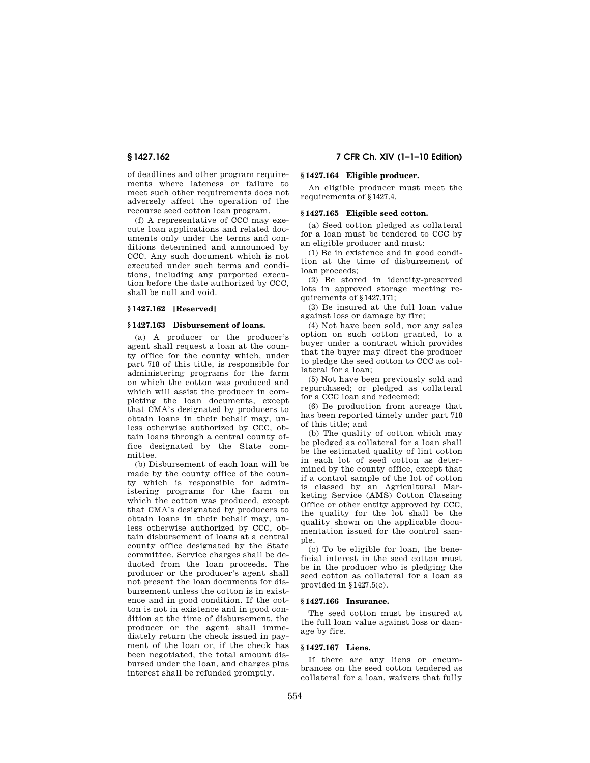of deadlines and other program requirements where lateness or failure to meet such other requirements does not adversely affect the operation of the recourse seed cotton loan program.

(f) A representative of CCC may execute loan applications and related documents only under the terms and conditions determined and announced by CCC. Any such document which is not executed under such terms and conditions, including any purported execution before the date authorized by CCC, shall be null and void.

### § 1427.162 [Reserved]

### § 1427.163 Disbursement of loans.

(a) A producer or the producer's agent shall request a loan at the county office for the county which, under part 718 of this title, is responsible for administering programs for the farm on which the cotton was produced and which will assist the producer in completing the loan documents, except that CMA's designated by producers to obtain loans in their behalf may, unless otherwise authorized by CCC, obtain loans through a central county office designated by the State committee.

(b) Disbursement of each loan will be made by the county office of the county which is responsible for administering programs for the farm on which the cotton was produced, except that CMA's designated by producers to obtain loans in their behalf may, unless otherwise authorized by CCC, obtain disbursement of loans at a central county office designated by the State committee. Service charges shall be deducted from the loan proceeds. The producer or the producer's agent shall not present the loan documents for disbursement unless the cotton is in existence and in good condition. If the cotton is not in existence and in good condition at the time of disbursement, the producer or the agent shall immediately return the check issued in payment of the loan or, if the check has been negotiated, the total amount disbursed under the loan, and charges plus interest shall be refunded promptly.

### § 1427.164 Eligible producer.

An eligible producer must meet the requirements of § 1427.4.

### § 1427.165 Eligible seed cotton.

(a) Seed cotton pledged as collateral for a loan must be tendered to CCC by an eligible producer and must:

(1) Be in existence and in good condition at the time of disbursement of loan proceeds;

(2) Be stored in identity-preserved lots in approved storage meeting requirements of § 1427.171;

(3) Be insured at the full loan value against loss or damage by fire;

(4) Not have been sold, nor any sales option on such cotton granted, to a buyer under a contract which provides that the buyer may direct the producer to pledge the seed cotton to CCC as collateral for a loan;

(5) Not have been previously sold and repurchased; or pledged as collateral for a CCC loan and redeemed;

(6) Be production from acreage that has been reported timely under part 718 of this title; and

(b) The quality of cotton which may be pledged as collateral for a loan shall be the estimated quality of lint cotton in each lot of seed cotton as determined by the county office, except that if a control sample of the lot of cotton is classed by an Agricultural Marketing Service (AMS) Cotton Classing Office or other entity approved by CCC, the quality for the lot shall be the quality shown on the applicable documentation issued for the control sample.

(c) To be eligible for loan, the beneficial interest in the seed cotton must be in the producer who is pledging the seed cotton as collateral for a loan as provided in § 1427.5(c).

### § 1427.166 Insurance.

The seed cotton must be insured at the full loan value against loss or damage by fire.

### § 1427.167 Liens.

If there are any liens or encumbrances on the seed cotton tendered as collateral for a loan, waivers that fully